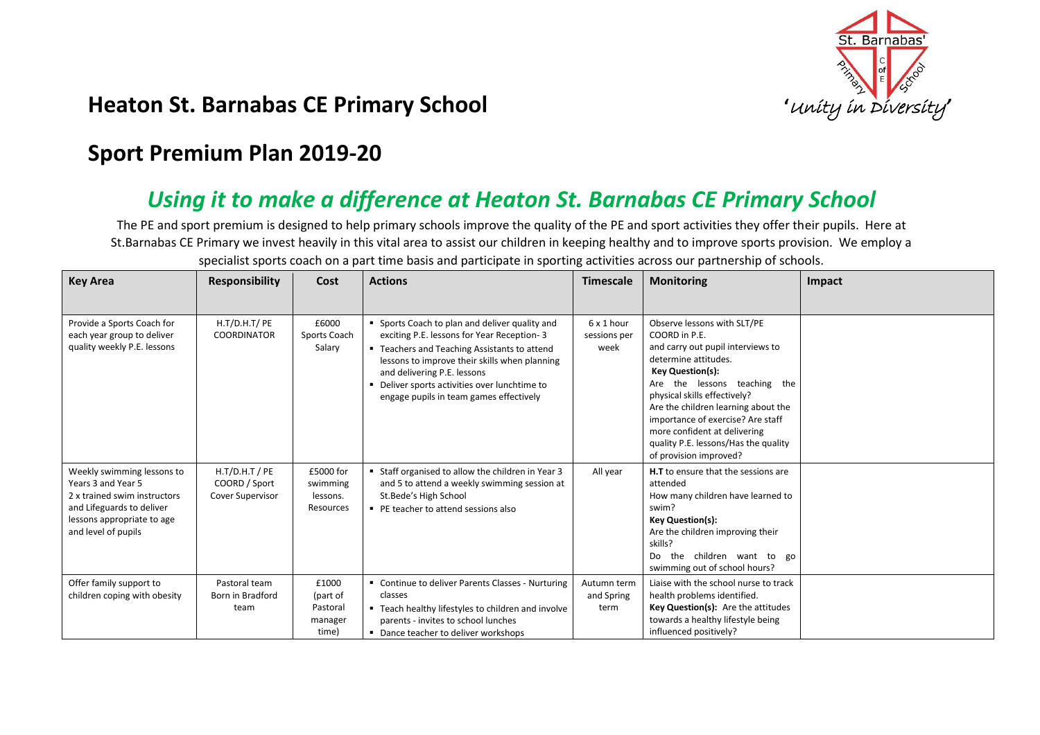# Heaton St. Barnabas CE Primary School

## Sport Premium Plan 2019-20

## *Using it to make a difference at Heaton St. Barnabas CE Primary School*

The PE and sport premium is designed to help primary schools improve the quality of the PE and sport activities they offer their pupils. Here at St.Barnabas CE Primary we invest heavily in this vital area to assist our children in keeping healthy and to improve sports provision. We employ a specialist sports coach on a part time basis and participate in sporting activities across our partnership of schools.

| Key Area | Responsibility | Cost | Actions | Timescale | Monitoring | Impact |
|---|---|---|---|---|---|---|
| Provide a Sports Coach for each year group to deliver quality weekly P.E. lessons | H.T/D.H.T/ PE COORDINATOR | £6000 Sports Coach Salary | ▪ Sports Coach to plan and deliver quality and exciting P.E. lessons for Year Reception- 3<br>▪ Teachers and Teaching Assistants to attend lessons to improve their skills when planning and delivering P.E. lessons<br>▪ Deliver sports activities over lunchtime to engage pupils in team games effectively | 6 x 1 hour sessions per week | Observe lessons with SLT/PE COORD in P.E. and carry out pupil interviews to determine attitudes.<br>**Key Question(s):**<br>Are the lessons teaching the physical skills effectively?<br>Are the children learning about the importance of exercise? Are staff more confident at delivering quality P.E. lessons/Has the quality of provision improved? | |
| Weekly swimming lessons to Years 3 and Year 5<br>2 x trained swim instructors and Lifeguards to deliver lessons appropriate to age and level of pupils | H.T/D.H.T / PE COORD / Sport Cover Supervisor | £5000 for swimming lessons. Resources | ▪ Staff organised to allow the children in Year 3 and 5 to attend a weekly swimming session at St.Bede's High School<br>▪ PE teacher to attend sessions also | All year | **H.T** to ensure that the sessions are attended<br>How many children have learned to swim?<br>**Key Question(s):**<br>Are the children improving their skills?<br>Do the children want to go swimming out of school hours? | |
| Offer family support to children coping with obesity | Pastoral team Born in Bradford team | £1000 (part of Pastoral manager time) | ▪ Continue to deliver Parents Classes - Nurturing classes<br>▪ Teach healthy lifestyles to children and involve parents - invites to school lunches<br>▪ Dance teacher to deliver workshops | Autumn term and Spring term | Liaise with the school nurse to track health problems identified.<br>**Key Question(s):** Are the attitudes towards a healthy lifestyle being influenced positively? | |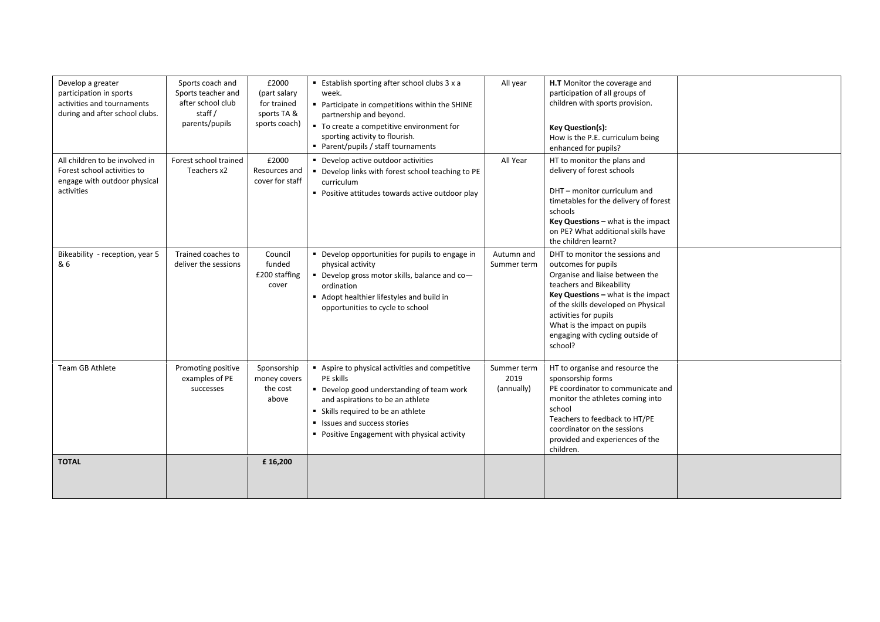| | | | | | | |
|---|---|---|---|---|---|---|
| Develop a greater participation in sports activities and tournaments during and after school clubs. | Sports coach and Sports teacher and after school club staff / parents/pupils | £2000 (part salary for trained sports TA & sports coach) | ▪ Establish sporting after school clubs 3 x a week.<br>▪ Participate in competitions within the SHINE partnership and beyond.<br>▪ To create a competitive environment for sporting activity to flourish.<br>▪ Parent/pupils / staff tournaments | All year | **H.T** Monitor the coverage and participation of all groups of children with sports provision.<br><br>**Key Question(s):**<br>How is the P.E. curriculum being enhanced for pupils? | |
| All children to be involved in Forest school activities to engage with outdoor physical activities | Forest school trained Teachers x2 | £2000 Resources and cover for staff | ▪ Develop active outdoor activities<br>▪ Develop links with forest school teaching to PE curriculum<br>▪ Positive attitudes towards active outdoor play | All Year | HT to monitor the plans and delivery of forest schools<br><br>DHT – monitor curriculum and timetables for the delivery of forest schools<br>**Key Questions –** what is the impact on PE? What additional skills have the children learnt? | |
| Bikeability - reception, year 5 & 6 | Trained coaches to deliver the sessions | Council funded £200 staffing cover | ▪ Develop opportunities for pupils to engage in physical activity<br>▪ Develop gross motor skills, balance and co—ordination<br>▪ Adopt healthier lifestyles and build in opportunities to cycle to school | Autumn and Summer term | DHT to monitor the sessions and outcomes for pupils<br>Organise and liaise between the teachers and Bikeability<br>**Key Questions –** what is the impact of the skills developed on Physical activities for pupils<br>What is the impact on pupils engaging with cycling outside of school? | |
| Team GB Athlete | Promoting positive examples of PE successes | Sponsorship money covers the cost above | ▪ Aspire to physical activities and competitive PE skills<br>▪ Develop good understanding of team work and aspirations to be an athlete<br>▪ Skills required to be an athlete<br>▪ Issues and success stories<br>▪ Positive Engagement with physical activity | Summer term 2019 (annually) | HT to organise and resource the sponsorship forms<br>PE coordinator to communicate and monitor the athletes coming into school<br>Teachers to feedback to HT/PE coordinator on the sessions provided and experiences of the children. | |
| **TOTAL** | | **£ 16,200** | | | | |